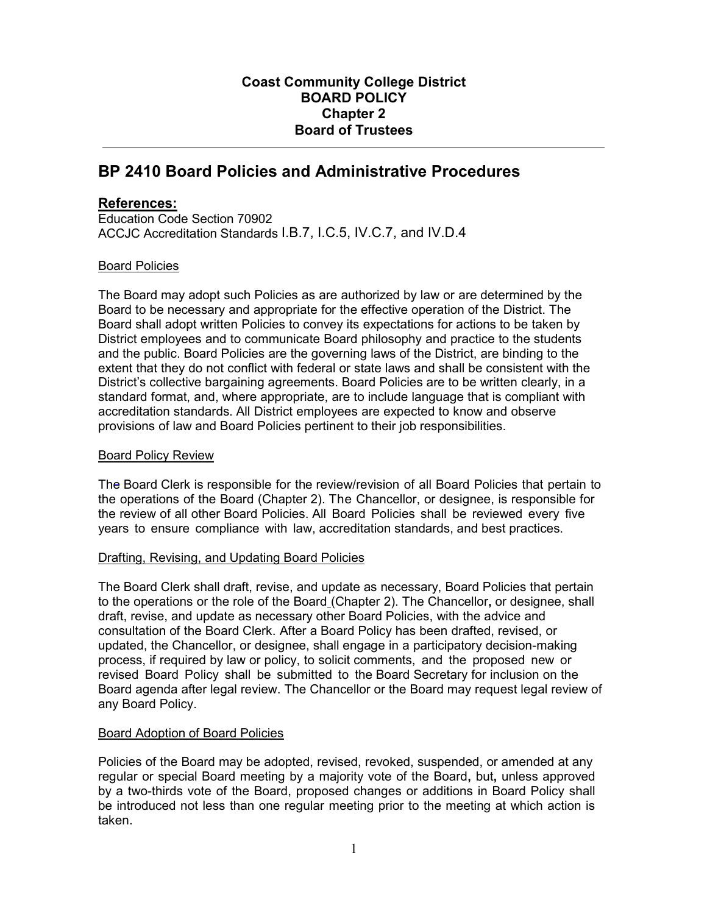**Coast Community College District**
**BOARD POLICY**
**Chapter 2**
**Board of Trustees**

---

# BP 2410 Board Policies and Administrative Procedures

## References:

Education Code Section 70902
ACCJC Accreditation Standards I.B.7, I.C.5, IV.C.7, and IV.D.4

### Board Policies

The Board may adopt such Policies as are authorized by law or are determined by the Board to be necessary and appropriate for the effective operation of the District. The Board shall adopt written Policies to convey its expectations for actions to be taken by District employees and to communicate Board philosophy and practice to the students and the public. Board Policies are the governing laws of the District, are binding to the extent that they do not conflict with federal or state laws and shall be consistent with the District's collective bargaining agreements. Board Policies are to be written clearly, in a standard format, and, where appropriate, are to include language that is compliant with accreditation standards. All District employees are expected to know and observe provisions of law and Board Policies pertinent to their job responsibilities.

### Board Policy Review

The Board Clerk is responsible for the review/revision of all Board Policies that pertain to the operations of the Board (Chapter 2). The Chancellor, or designee, is responsible for the review of all other Board Policies. All Board Policies shall be reviewed every five years to ensure compliance with law, accreditation standards, and best practices.

### Drafting, Revising, and Updating Board Policies

The Board Clerk shall draft, revise, and update as necessary, Board Policies that pertain to the operations or the role of the Board (Chapter 2). The Chancellor, or designee, shall draft, revise, and update as necessary other Board Policies, with the advice and consultation of the Board Clerk. After a Board Policy has been drafted, revised, or updated, the Chancellor, or designee, shall engage in a participatory decision-making process, if required by law or policy, to solicit comments, and the proposed new or revised Board Policy shall be submitted to the Board Secretary for inclusion on the Board agenda after legal review. The Chancellor or the Board may request legal review of any Board Policy.

### Board Adoption of Board Policies

Policies of the Board may be adopted, revised, revoked, suspended, or amended at any regular or special Board meeting by a majority vote of the Board, but, unless approved by a two-thirds vote of the Board, proposed changes or additions in Board Policy shall be introduced not less than one regular meeting prior to the meeting at which action is taken.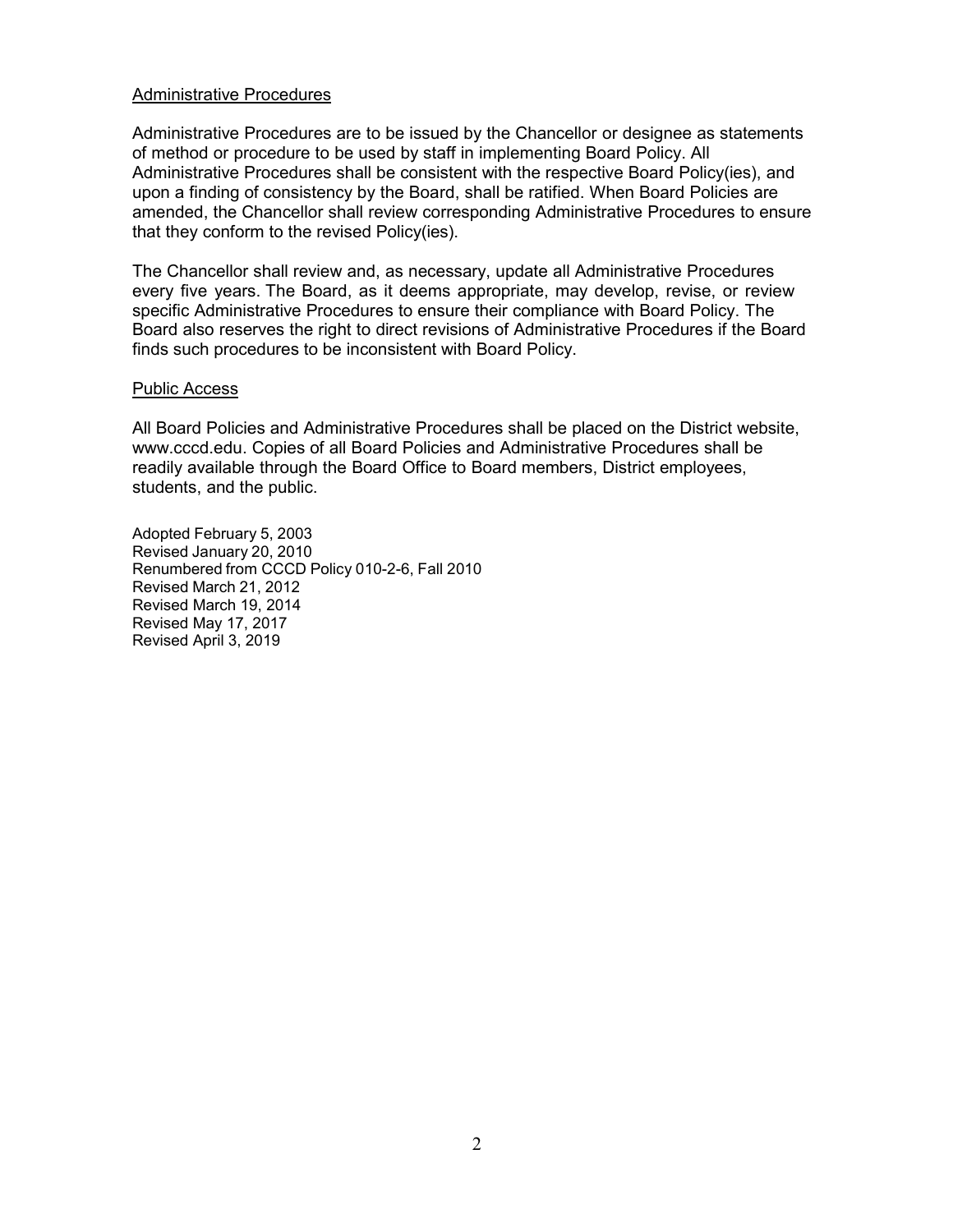## Administrative Procedures

Administrative Procedures are to be issued by the Chancellor or designee as statements of method or procedure to be used by staff in implementing Board Policy. All Administrative Procedures shall be consistent with the respective Board Policy(ies), and upon a finding of consistency by the Board, shall be ratified. When Board Policies are amended, the Chancellor shall review corresponding Administrative Procedures to ensure that they conform to the revised Policy(ies).

The Chancellor shall review and, as necessary, update all Administrative Procedures every five years. The Board, as it deems appropriate, may develop, revise, or review specific Administrative Procedures to ensure their compliance with Board Policy. The Board also reserves the right to direct revisions of Administrative Procedures if the Board finds such procedures to be inconsistent with Board Policy.

## Public Access

All Board Policies and Administrative Procedures shall be placed on the District website, www.cccd.edu. Copies of all Board Policies and Administrative Procedures shall be readily available through the Board Office to Board members, District employees, students, and the public.

Adopted February 5, 2003
Revised January 20, 2010
Renumbered from CCCD Policy 010-2-6, Fall 2010
Revised March 21, 2012
Revised March 19, 2014
Revised May 17, 2017
Revised April 3, 2019